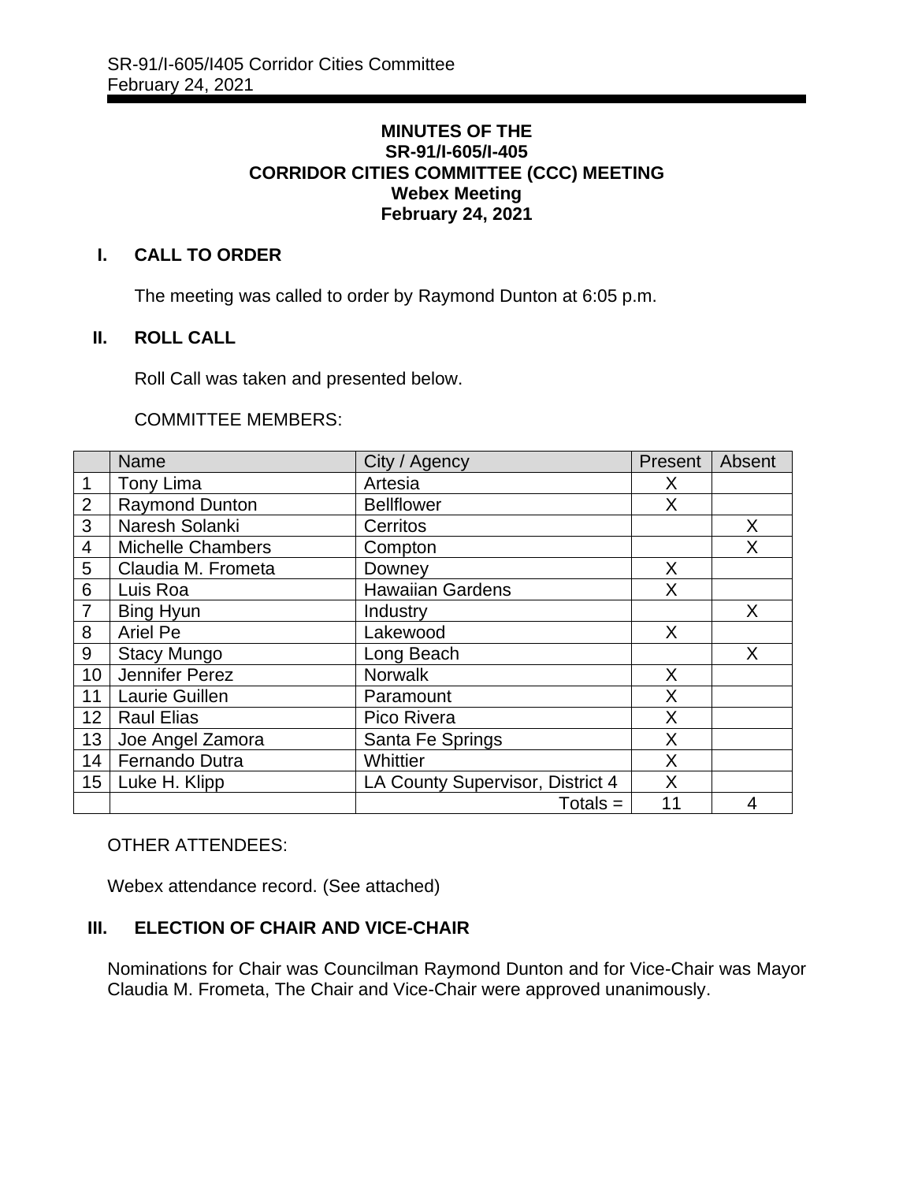**MINUTES OF THE**
**SR-91/I-605/I-405**
**CORRIDOR CITIES COMMITTEE (CCC) MEETING**
**Webex Meeting**
**February 24, 2021**

## I. CALL TO ORDER

The meeting was called to order by Raymond Dunton at 6:05 p.m.

## II. ROLL CALL

Roll Call was taken and presented below.

COMMITTEE MEMBERS:

| | Name | City / Agency | Present | Absent |
|---|---|---|---|---|
| 1 | Tony Lima | Artesia | X | |
| 2 | Raymond Dunton | Bellflower | X | |
| 3 | Naresh Solanki | Cerritos | | X |
| 4 | Michelle Chambers | Compton | | X |
| 5 | Claudia M. Frometa | Downey | X | |
| 6 | Luis Roa | Hawaiian Gardens | X | |
| 7 | Bing Hyun | Industry | | X |
| 8 | Ariel Pe | Lakewood | X | |
| 9 | Stacy Mungo | Long Beach | | X |
| 10 | Jennifer Perez | Norwalk | X | |
| 11 | Laurie Guillen | Paramount | X | |
| 12 | Raul Elias | Pico Rivera | X | |
| 13 | Joe Angel Zamora | Santa Fe Springs | X | |
| 14 | Fernando Dutra | Whittier | X | |
| 15 | Luke H. Klipp | LA County Supervisor, District 4 | X | |
| | | Totals = | 11 | 4 |

OTHER ATTENDEES:

Webex attendance record. (See attached)

## III. ELECTION OF CHAIR AND VICE-CHAIR

Nominations for Chair was Councilman Raymond Dunton and for Vice-Chair was Mayor Claudia M. Frometa, The Chair and Vice-Chair were approved unanimously.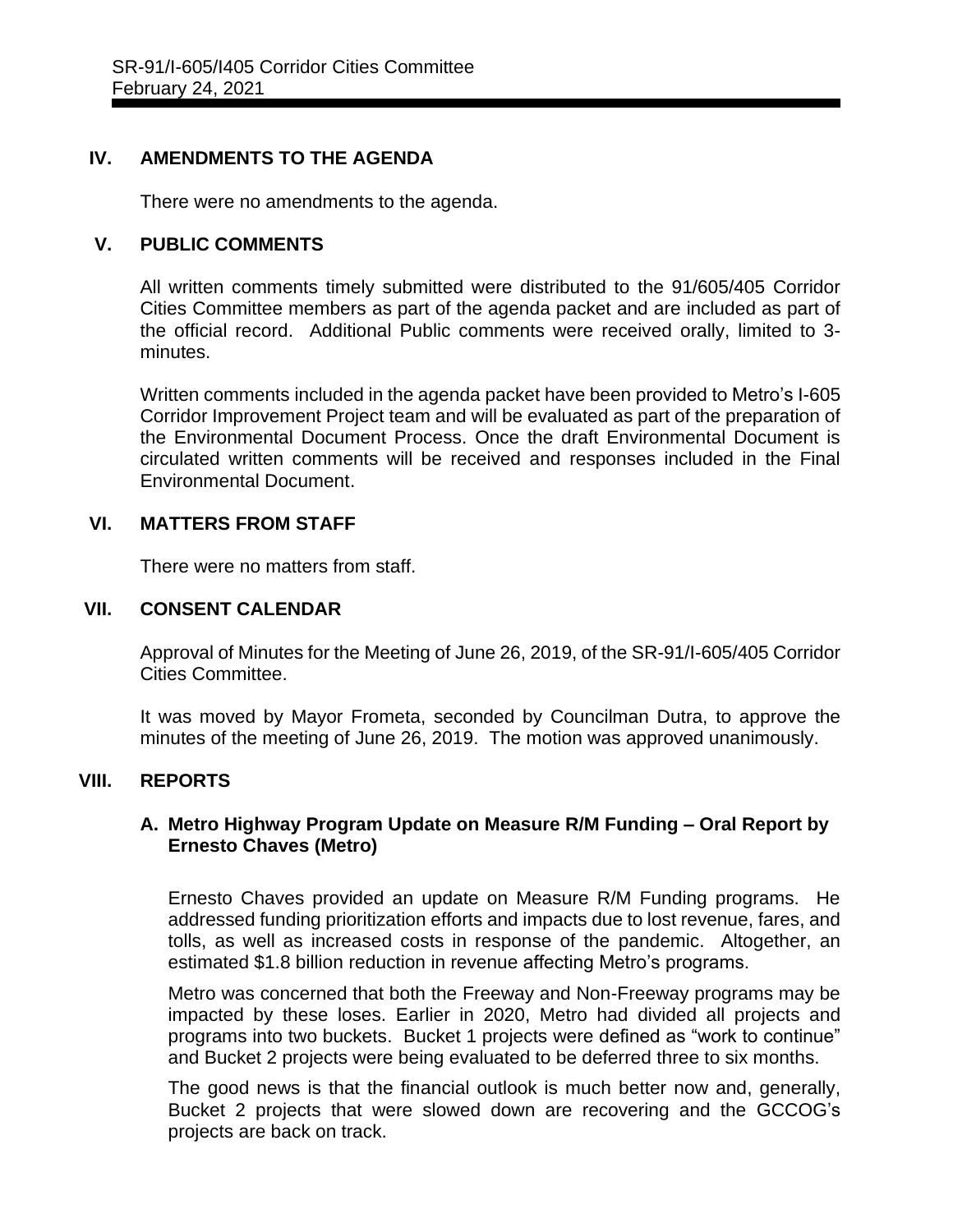## IV. AMENDMENTS TO THE AGENDA

There were no amendments to the agenda.

## V. PUBLIC COMMENTS

All written comments timely submitted were distributed to the 91/605/405 Corridor Cities Committee members as part of the agenda packet and are included as part of the official record. Additional Public comments were received orally, limited to 3-minutes.

Written comments included in the agenda packet have been provided to Metro's I-605 Corridor Improvement Project team and will be evaluated as part of the preparation of the Environmental Document Process. Once the draft Environmental Document is circulated written comments will be received and responses included in the Final Environmental Document.

## VI. MATTERS FROM STAFF

There were no matters from staff.

## VII. CONSENT CALENDAR

Approval of Minutes for the Meeting of June 26, 2019, of the SR-91/I-605/405 Corridor Cities Committee.

It was moved by Mayor Frometa, seconded by Councilman Dutra, to approve the minutes of the meeting of June 26, 2019. The motion was approved unanimously.

## VIII. REPORTS

### A. Metro Highway Program Update on Measure R/M Funding – Oral Report by Ernesto Chaves (Metro)

Ernesto Chaves provided an update on Measure R/M Funding programs. He addressed funding prioritization efforts and impacts due to lost revenue, fares, and tolls, as well as increased costs in response of the pandemic. Altogether, an estimated $1.8 billion reduction in revenue affecting Metro's programs.

Metro was concerned that both the Freeway and Non-Freeway programs may be impacted by these loses. Earlier in 2020, Metro had divided all projects and programs into two buckets. Bucket 1 projects were defined as "work to continue" and Bucket 2 projects were being evaluated to be deferred three to six months.

The good news is that the financial outlook is much better now and, generally, Bucket 2 projects that were slowed down are recovering and the GCCOG's projects are back on track.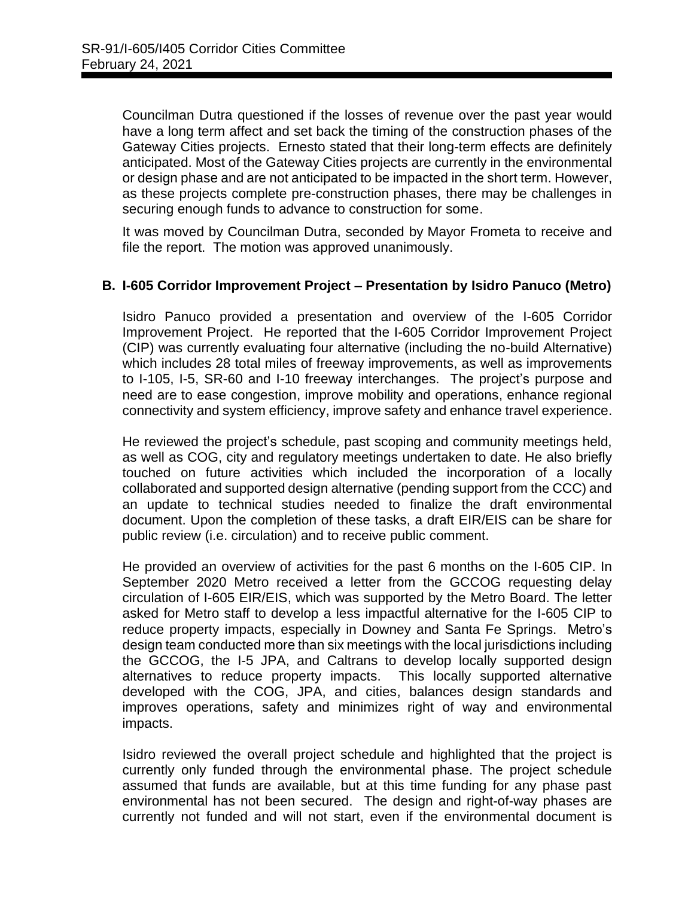Councilman Dutra questioned if the losses of revenue over the past year would have a long term affect and set back the timing of the construction phases of the Gateway Cities projects. Ernesto stated that their long-term effects are definitely anticipated. Most of the Gateway Cities projects are currently in the environmental or design phase and are not anticipated to be impacted in the short term. However, as these projects complete pre-construction phases, there may be challenges in securing enough funds to advance to construction for some.

It was moved by Councilman Dutra, seconded by Mayor Frometa to receive and file the report. The motion was approved unanimously.

### B. I-605 Corridor Improvement Project – Presentation by Isidro Panuco (Metro)

Isidro Panuco provided a presentation and overview of the I-605 Corridor Improvement Project. He reported that the I-605 Corridor Improvement Project (CIP) was currently evaluating four alternative (including the no-build Alternative) which includes 28 total miles of freeway improvements, as well as improvements to I-105, I-5, SR-60 and I-10 freeway interchanges. The project's purpose and need are to ease congestion, improve mobility and operations, enhance regional connectivity and system efficiency, improve safety and enhance travel experience.

He reviewed the project's schedule, past scoping and community meetings held, as well as COG, city and regulatory meetings undertaken to date. He also briefly touched on future activities which included the incorporation of a locally collaborated and supported design alternative (pending support from the CCC) and an update to technical studies needed to finalize the draft environmental document. Upon the completion of these tasks, a draft EIR/EIS can be share for public review (i.e. circulation) and to receive public comment.

He provided an overview of activities for the past 6 months on the I-605 CIP. In September 2020 Metro received a letter from the GCCOG requesting delay circulation of I-605 EIR/EIS, which was supported by the Metro Board. The letter asked for Metro staff to develop a less impactful alternative for the I-605 CIP to reduce property impacts, especially in Downey and Santa Fe Springs. Metro's design team conducted more than six meetings with the local jurisdictions including the GCCOG, the I-5 JPA, and Caltrans to develop locally supported design alternatives to reduce property impacts. This locally supported alternative developed with the COG, JPA, and cities, balances design standards and improves operations, safety and minimizes right of way and environmental impacts.

Isidro reviewed the overall project schedule and highlighted that the project is currently only funded through the environmental phase. The project schedule assumed that funds are available, but at this time funding for any phase past environmental has not been secured. The design and right-of-way phases are currently not funded and will not start, even if the environmental document is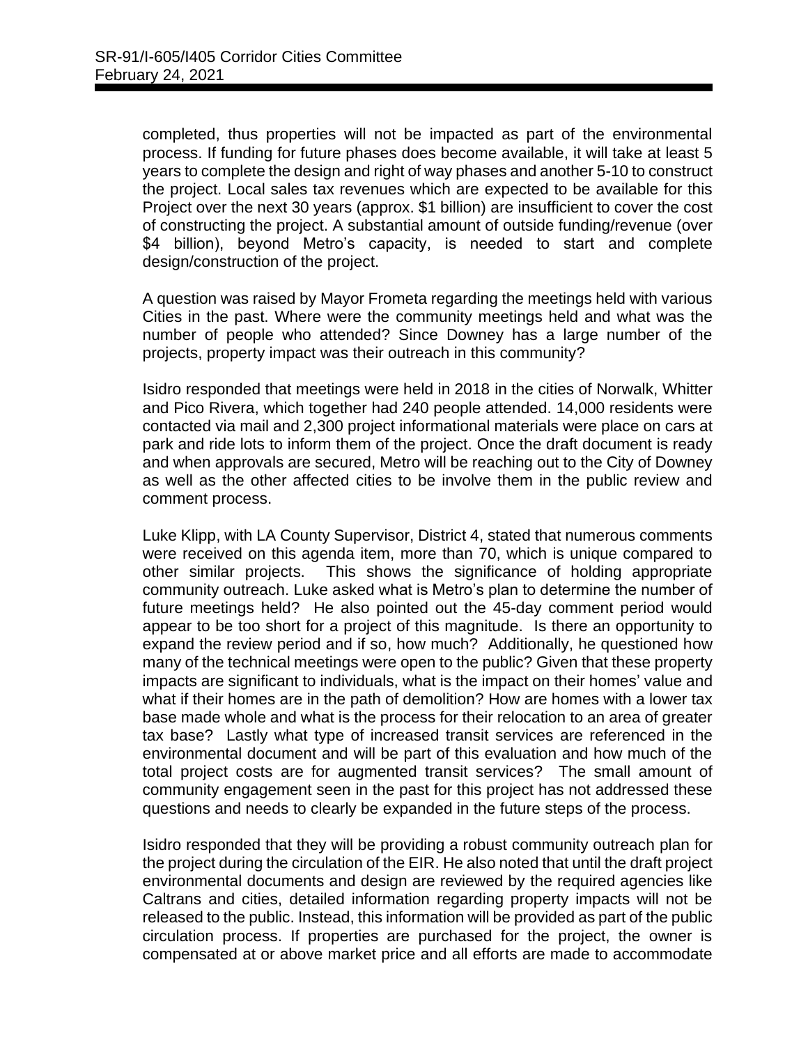completed, thus properties will not be impacted as part of the environmental process. If funding for future phases does become available, it will take at least 5 years to complete the design and right of way phases and another 5-10 to construct the project. Local sales tax revenues which are expected to be available for this Project over the next 30 years (approx. $1 billion) are insufficient to cover the cost of constructing the project. A substantial amount of outside funding/revenue (over $4 billion), beyond Metro's capacity, is needed to start and complete design/construction of the project.

A question was raised by Mayor Frometa regarding the meetings held with various Cities in the past. Where were the community meetings held and what was the number of people who attended? Since Downey has a large number of the projects, property impact was their outreach in this community?

Isidro responded that meetings were held in 2018 in the cities of Norwalk, Whitter and Pico Rivera, which together had 240 people attended. 14,000 residents were contacted via mail and 2,300 project informational materials were place on cars at park and ride lots to inform them of the project. Once the draft document is ready and when approvals are secured, Metro will be reaching out to the City of Downey as well as the other affected cities to be involve them in the public review and comment process.

Luke Klipp, with LA County Supervisor, District 4, stated that numerous comments were received on this agenda item, more than 70, which is unique compared to other similar projects. This shows the significance of holding appropriate community outreach. Luke asked what is Metro's plan to determine the number of future meetings held? He also pointed out the 45-day comment period would appear to be too short for a project of this magnitude. Is there an opportunity to expand the review period and if so, how much? Additionally, he questioned how many of the technical meetings were open to the public? Given that these property impacts are significant to individuals, what is the impact on their homes' value and what if their homes are in the path of demolition? How are homes with a lower tax base made whole and what is the process for their relocation to an area of greater tax base? Lastly what type of increased transit services are referenced in the environmental document and will be part of this evaluation and how much of the total project costs are for augmented transit services? The small amount of community engagement seen in the past for this project has not addressed these questions and needs to clearly be expanded in the future steps of the process.

Isidro responded that they will be providing a robust community outreach plan for the project during the circulation of the EIR. He also noted that until the draft project environmental documents and design are reviewed by the required agencies like Caltrans and cities, detailed information regarding property impacts will not be released to the public. Instead, this information will be provided as part of the public circulation process. If properties are purchased for the project, the owner is compensated at or above market price and all efforts are made to accommodate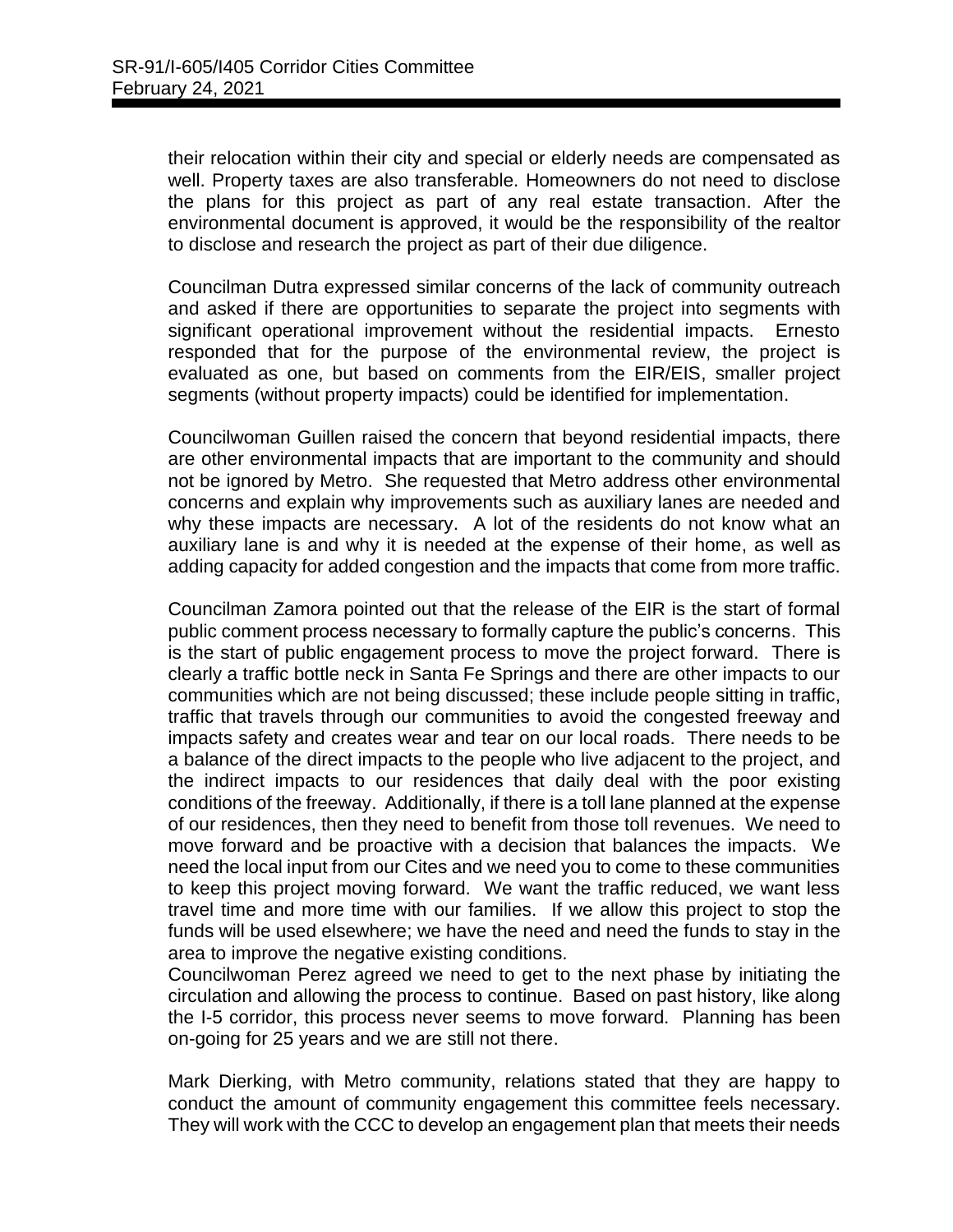their relocation within their city and special or elderly needs are compensated as well. Property taxes are also transferable. Homeowners do not need to disclose the plans for this project as part of any real estate transaction. After the environmental document is approved, it would be the responsibility of the realtor to disclose and research the project as part of their due diligence.

Councilman Dutra expressed similar concerns of the lack of community outreach and asked if there are opportunities to separate the project into segments with significant operational improvement without the residential impacts. Ernesto responded that for the purpose of the environmental review, the project is evaluated as one, but based on comments from the EIR/EIS, smaller project segments (without property impacts) could be identified for implementation.

Councilwoman Guillen raised the concern that beyond residential impacts, there are other environmental impacts that are important to the community and should not be ignored by Metro. She requested that Metro address other environmental concerns and explain why improvements such as auxiliary lanes are needed and why these impacts are necessary. A lot of the residents do not know what an auxiliary lane is and why it is needed at the expense of their home, as well as adding capacity for added congestion and the impacts that come from more traffic.

Councilman Zamora pointed out that the release of the EIR is the start of formal public comment process necessary to formally capture the public's concerns. This is the start of public engagement process to move the project forward. There is clearly a traffic bottle neck in Santa Fe Springs and there are other impacts to our communities which are not being discussed; these include people sitting in traffic, traffic that travels through our communities to avoid the congested freeway and impacts safety and creates wear and tear on our local roads. There needs to be a balance of the direct impacts to the people who live adjacent to the project, and the indirect impacts to our residences that daily deal with the poor existing conditions of the freeway. Additionally, if there is a toll lane planned at the expense of our residences, then they need to benefit from those toll revenues. We need to move forward and be proactive with a decision that balances the impacts. We need the local input from our Cites and we need you to come to these communities to keep this project moving forward. We want the traffic reduced, we want less travel time and more time with our families. If we allow this project to stop the funds will be used elsewhere; we have the need and need the funds to stay in the area to improve the negative existing conditions.

Councilwoman Perez agreed we need to get to the next phase by initiating the circulation and allowing the process to continue. Based on past history, like along the I-5 corridor, this process never seems to move forward. Planning has been on-going for 25 years and we are still not there.

Mark Dierking, with Metro community, relations stated that they are happy to conduct the amount of community engagement this committee feels necessary. They will work with the CCC to develop an engagement plan that meets their needs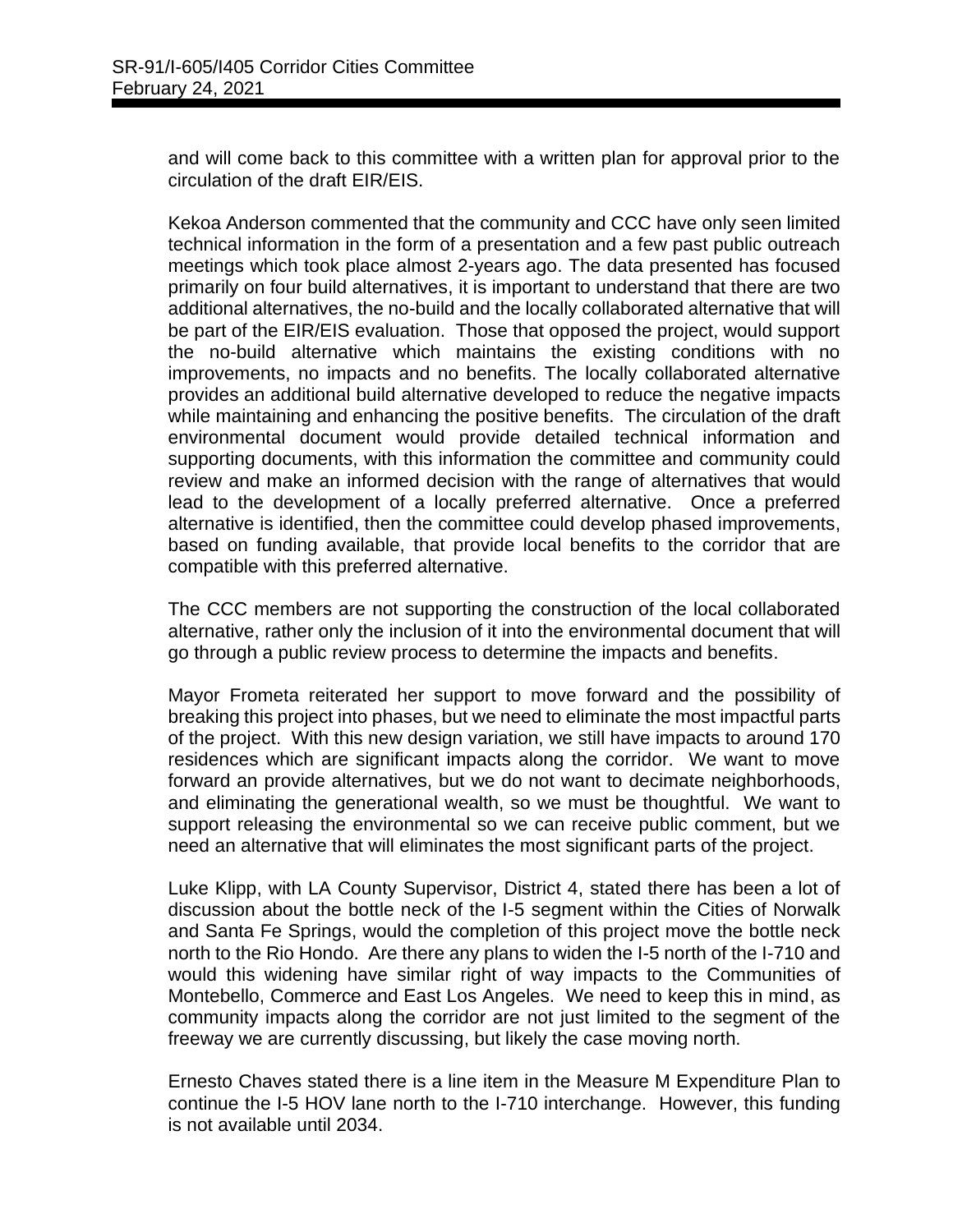and will come back to this committee with a written plan for approval prior to the circulation of the draft EIR/EIS.

Kekoa Anderson commented that the community and CCC have only seen limited technical information in the form of a presentation and a few past public outreach meetings which took place almost 2-years ago. The data presented has focused primarily on four build alternatives, it is important to understand that there are two additional alternatives, the no-build and the locally collaborated alternative that will be part of the EIR/EIS evaluation. Those that opposed the project, would support the no-build alternative which maintains the existing conditions with no improvements, no impacts and no benefits. The locally collaborated alternative provides an additional build alternative developed to reduce the negative impacts while maintaining and enhancing the positive benefits. The circulation of the draft environmental document would provide detailed technical information and supporting documents, with this information the committee and community could review and make an informed decision with the range of alternatives that would lead to the development of a locally preferred alternative. Once a preferred alternative is identified, then the committee could develop phased improvements, based on funding available, that provide local benefits to the corridor that are compatible with this preferred alternative.

The CCC members are not supporting the construction of the local collaborated alternative, rather only the inclusion of it into the environmental document that will go through a public review process to determine the impacts and benefits.

Mayor Frometa reiterated her support to move forward and the possibility of breaking this project into phases, but we need to eliminate the most impactful parts of the project. With this new design variation, we still have impacts to around 170 residences which are significant impacts along the corridor. We want to move forward an provide alternatives, but we do not want to decimate neighborhoods, and eliminating the generational wealth, so we must be thoughtful. We want to support releasing the environmental so we can receive public comment, but we need an alternative that will eliminates the most significant parts of the project.

Luke Klipp, with LA County Supervisor, District 4, stated there has been a lot of discussion about the bottle neck of the I-5 segment within the Cities of Norwalk and Santa Fe Springs, would the completion of this project move the bottle neck north to the Rio Hondo. Are there any plans to widen the I-5 north of the I-710 and would this widening have similar right of way impacts to the Communities of Montebello, Commerce and East Los Angeles. We need to keep this in mind, as community impacts along the corridor are not just limited to the segment of the freeway we are currently discussing, but likely the case moving north.

Ernesto Chaves stated there is a line item in the Measure M Expenditure Plan to continue the I-5 HOV lane north to the I-710 interchange. However, this funding is not available until 2034.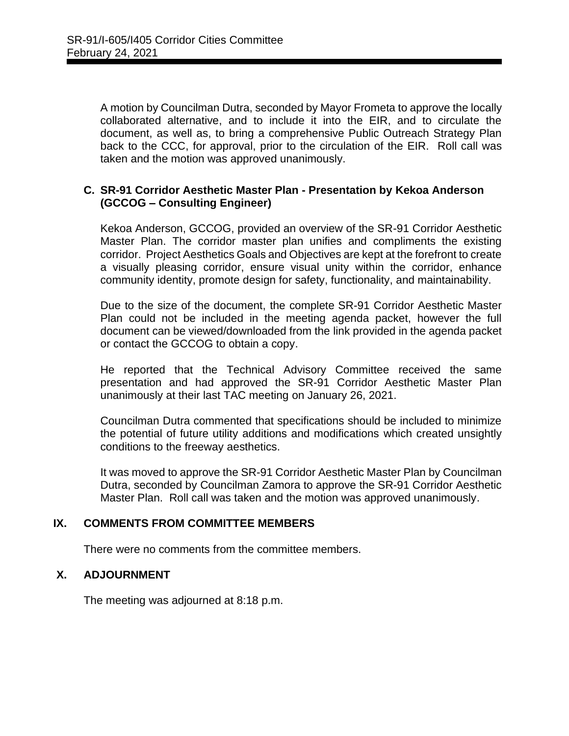A motion by Councilman Dutra, seconded by Mayor Frometa to approve the locally collaborated alternative, and to include it into the EIR, and to circulate the document, as well as, to bring a comprehensive Public Outreach Strategy Plan back to the CCC, for approval, prior to the circulation of the EIR. Roll call was taken and the motion was approved unanimously.

**C. SR-91 Corridor Aesthetic Master Plan - Presentation by Kekoa Anderson (GCCOG – Consulting Engineer)**

Kekoa Anderson, GCCOG, provided an overview of the SR-91 Corridor Aesthetic Master Plan. The corridor master plan unifies and compliments the existing corridor. Project Aesthetics Goals and Objectives are kept at the forefront to create a visually pleasing corridor, ensure visual unity within the corridor, enhance community identity, promote design for safety, functionality, and maintainability.

Due to the size of the document, the complete SR-91 Corridor Aesthetic Master Plan could not be included in the meeting agenda packet, however the full document can be viewed/downloaded from the link provided in the agenda packet or contact the GCCOG to obtain a copy.

He reported that the Technical Advisory Committee received the same presentation and had approved the SR-91 Corridor Aesthetic Master Plan unanimously at their last TAC meeting on January 26, 2021.

Councilman Dutra commented that specifications should be included to minimize the potential of future utility additions and modifications which created unsightly conditions to the freeway aesthetics.

It was moved to approve the SR-91 Corridor Aesthetic Master Plan by Councilman Dutra, seconded by Councilman Zamora to approve the SR-91 Corridor Aesthetic Master Plan. Roll call was taken and the motion was approved unanimously.

## IX. COMMENTS FROM COMMITTEE MEMBERS

There were no comments from the committee members.

## X. ADJOURNMENT

The meeting was adjourned at 8:18 p.m.